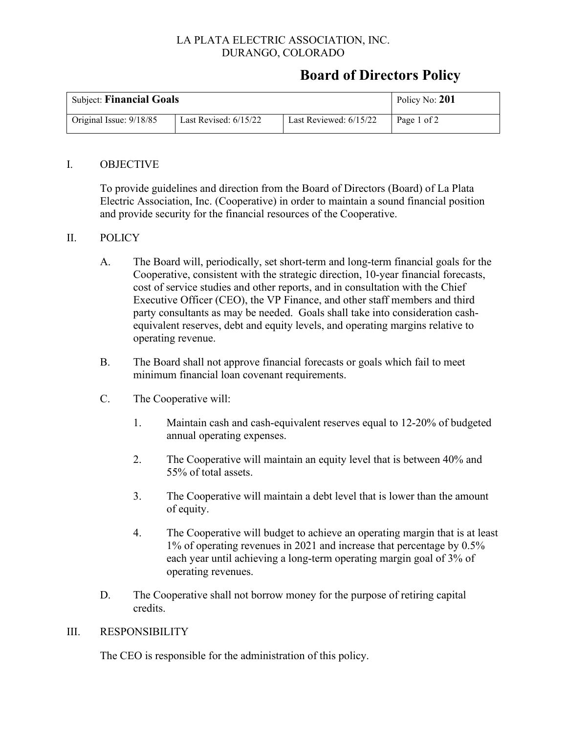LA PLATA ELECTRIC ASSOCIATION, INC.
DURANGO, COLORADO

# Board of Directors Policy

| Subject: **Financial Goals** | | | Policy No: **201** |
|---|---|---|---|
| Original Issue: 9/18/85 | Last Revised: 6/15/22 | Last Reviewed: 6/15/22 | Page 1 of 2 |

## I. OBJECTIVE

To provide guidelines and direction from the Board of Directors (Board) of La Plata Electric Association, Inc. (Cooperative) in order to maintain a sound financial position and provide security for the financial resources of the Cooperative.

## II. POLICY

A. The Board will, periodically, set short-term and long-term financial goals for the Cooperative, consistent with the strategic direction, 10-year financial forecasts, cost of service studies and other reports, and in consultation with the Chief Executive Officer (CEO), the VP Finance, and other staff members and third party consultants as may be needed. Goals shall take into consideration cash-equivalent reserves, debt and equity levels, and operating margins relative to operating revenue.

B. The Board shall not approve financial forecasts or goals which fail to meet minimum financial loan covenant requirements.

C. The Cooperative will:

1. Maintain cash and cash-equivalent reserves equal to 12-20% of budgeted annual operating expenses.

2. The Cooperative will maintain an equity level that is between 40% and 55% of total assets.

3. The Cooperative will maintain a debt level that is lower than the amount of equity.

4. The Cooperative will budget to achieve an operating margin that is at least 1% of operating revenues in 2021 and increase that percentage by 0.5% each year until achieving a long-term operating margin goal of 3% of operating revenues.

D. The Cooperative shall not borrow money for the purpose of retiring capital credits.

## III. RESPONSIBILITY

The CEO is responsible for the administration of this policy.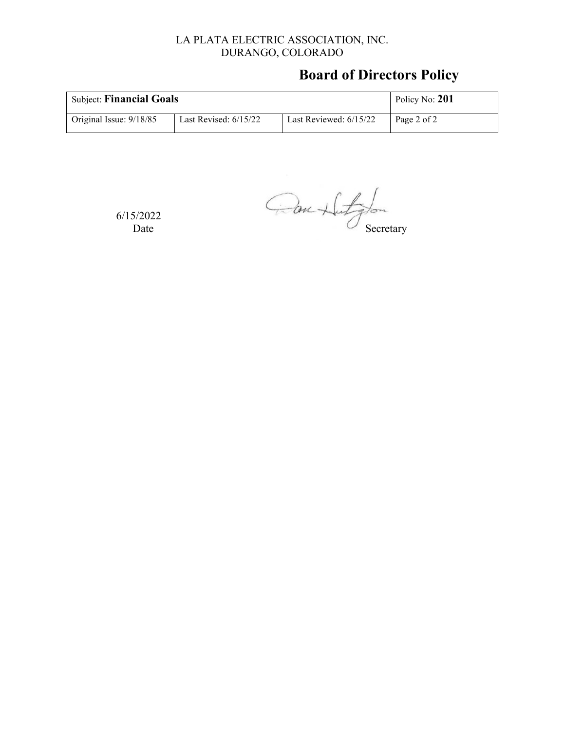LA PLATA ELECTRIC ASSOCIATION, INC.
DURANGO, COLORADO

# Board of Directors Policy

| Subject: **Financial Goals** | | | Policy No: **201** |
|---|---|---|---|
| Original Issue: 9/18/85 | Last Revised: 6/15/22 | Last Reviewed: 6/15/22 | Page 2 of 2 |

6/15/2022
Date

Secretary